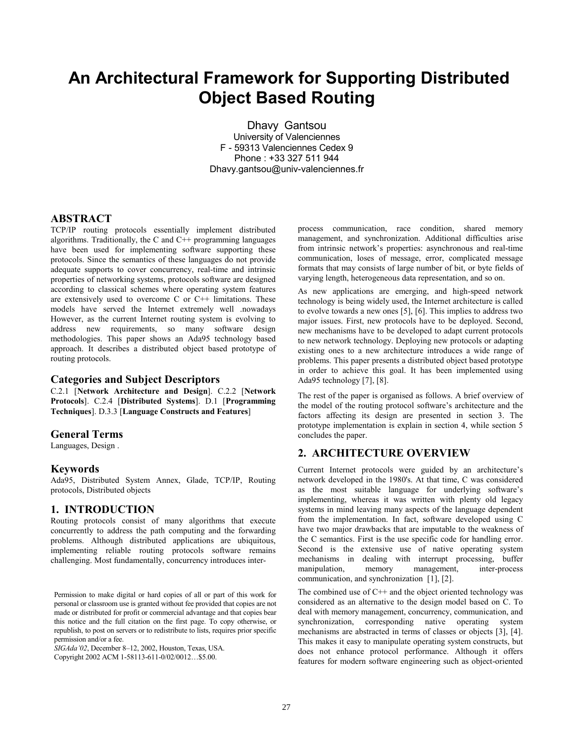# An Architectural Framework for Supporting Distributed Object Based Routing

Dhavy Gantsou
University of Valenciennes
F - 59313 Valenciennes Cedex 9
Phone : +33 327 511 944
Dhavy.gantsou@univ-valenciennes.fr

## ABSTRACT

TCP/IP routing protocols essentially implement distributed algorithms. Traditionally, the C and C++ programming languages have been used for implementing software supporting these protocols. Since the semantics of these languages do not provide adequate supports to cover concurrency, real-time and intrinsic properties of networking systems, protocols software are designed according to classical schemes where operating system features are extensively used to overcome C or C++ limitations. These models have served the Internet extremely well .nowadays However, as the current Internet routing system is evolving to address new requirements, so many software design methodologies. This paper shows an Ada95 technology based approach. It describes a distributed object based prototype of routing protocols.

### Categories and Subject Descriptors

C.2.1 [**Network Architecture and Design**]. C.2.2 [**Network Protocols**]. C.2.4 [**Distributed Systems**]. D.1 [**Programming Techniques**]. D.3.3 [**Language Constructs and Features**]

### General Terms

Languages, Design .

### Keywords

Ada95, Distributed System Annex, Glade, TCP/IP, Routing protocols, Distributed objects

## 1. INTRODUCTION

Routing protocols consist of many algorithms that execute concurrently to address the path computing and the forwarding problems. Although distributed applications are ubiquitous, implementing reliable routing protocols software remains challenging. Most fundamentally, concurrency introduces inter-process communication, race condition, shared memory management, and synchronization. Additional difficulties arise from intrinsic network's properties: asynchronous and real-time communication, loses of message, error, complicated message formats that may consists of large number of bit, or byte fields of varying length, heterogeneous data representation, and so on.

As new applications are emerging, and high-speed network technology is being widely used, the Internet architecture is called to evolve towards a new ones [5], [6]. This implies to address two major issues. First, new protocols have to be deployed. Second, new mechanisms have to be developed to adapt current protocols to new network technology. Deploying new protocols or adapting existing ones to a new architecture introduces a wide range of problems. This paper presents a distributed object based prototype in order to achieve this goal. It has been implemented using Ada95 technology [7], [8].

The rest of the paper is organised as follows. A brief overview of the model of the routing protocol software's architecture and the factors affecting its design are presented in section 3. The prototype implementation is explain in section 4, while section 5 concludes the paper.

Permission to make digital or hard copies of all or part of this work for personal or classroom use is granted without fee provided that copies are not made or distributed for profit or commercial advantage and that copies bear this notice and the full citation on the first page. To copy otherwise, or republish, to post on servers or to redistribute to lists, requires prior specific permission and/or a fee.
*SIGAda'02*, December 8–12, 2002, Houston, Texas, USA.
Copyright 2002 ACM 1-58113-611-0/02/0012…$5.00.

## 2. ARCHITECTURE OVERVIEW

Current Internet protocols were guided by an architecture's network developed in the 1980's. At that time, C was considered as the most suitable language for underlying software's implementing, whereas it was written with plenty old legacy systems in mind leaving many aspects of the language dependent from the implementation. In fact, software developed using C have two major drawbacks that are imputable to the weakness of the C semantics. First is the use specific code for handling error. Second is the extensive use of native operating system mechanisms in dealing with interrupt processing, buffer manipulation, memory management, inter-process communication, and synchronization [1], [2].

The combined use of C++ and the object oriented technology was considered as an alternative to the design model based on C. To deal with memory management, concurrency, communication, and synchronization, corresponding native operating system mechanisms are abstracted in terms of classes or objects [3], [4]. This makes it easy to manipulate operating system constructs, but does not enhance protocol performance. Although it offers features for modern software engineering such as object-oriented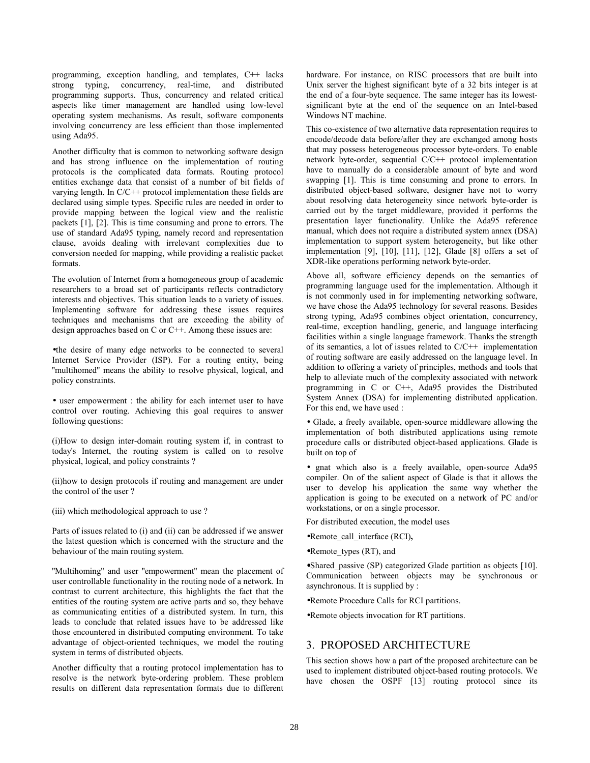programming, exception handling, and templates, C++ lacks strong typing, concurrency, real-time, and distributed programming supports. Thus, concurrency and related critical aspects like timer management are handled using low-level operating system mechanisms. As result, software components involving concurrency are less efficient than those implemented using Ada95.

Another difficulty that is common to networking software design and has strong influence on the implementation of routing protocols is the complicated data formats. Routing protocol entities exchange data that consist of a number of bit fields of varying length. In C/C++ protocol implementation these fields are declared using simple types. Specific rules are needed in order to provide mapping between the logical view and the realistic packets [1], [2]. This is time consuming and prone to errors. The use of standard Ada95 typing, namely record and representation clause, avoids dealing with irrelevant complexities due to conversion needed for mapping, while providing a realistic packet formats.

The evolution of Internet from a homogeneous group of academic researchers to a broad set of participants reflects contradictory interests and objectives. This situation leads to a variety of issues. Implementing software for addressing these issues requires techniques and mechanisms that are exceeding the ability of design approaches based on C or C++. Among these issues are:

- the desire of many edge networks to be connected to several Internet Service Provider (ISP). For a routing entity, being "multihomed" means the ability to resolve physical, logical, and policy constraints.

- user empowerment : the ability for each internet user to have control over routing. Achieving this goal requires to answer following questions:

(i)How to design inter-domain routing system if, in contrast to today's Internet, the routing system is called on to resolve physical, logical, and policy constraints ?

(ii)how to design protocols if routing and management are under the control of the user ?

(iii) which methodological approach to use ?

Parts of issues related to (i) and (ii) can be addressed if we answer the latest question which is concerned with the structure and the behaviour of the main routing system.

"Multihoming" and user "empowerment" mean the placement of user controllable functionality in the routing node of a network. In contrast to current architecture, this highlights the fact that the entities of the routing system are active parts and so, they behave as communicating entities of a distributed system. In turn, this leads to conclude that related issues have to be addressed like those encountered in distributed computing environment. To take advantage of object-oriented techniques, we model the routing system in terms of distributed objects.

Another difficulty that a routing protocol implementation has to resolve is the network byte-ordering problem. These problem results on different data representation formats due to different hardware. For instance, on RISC processors that are built into Unix server the highest significant byte of a 32 bits integer is at the end of a four-byte sequence. The same integer has its lowest-significant byte at the end of the sequence on an Intel-based Windows NT machine.

This co-existence of two alternative data representation requires to encode/decode data before/after they are exchanged among hosts that may possess heterogeneous processor byte-orders. To enable network byte-order, sequential C/C++ protocol implementation have to manually do a considerable amount of byte and word swapping [1]. This is time consuming and prone to errors. In distributed object-based software, designer have not to worry about resolving data heterogeneity since network byte-order is carried out by the target middleware, provided it performs the presentation layer functionality. Unlike the Ada95 reference manual, which does not require a distributed system annex (DSA) implementation to support system heterogeneity, but like other implementation [9], [10], [11], [12], Glade [8] offers a set of XDR-like operations performing network byte-order.

Above all, software efficiency depends on the semantics of programming language used for the implementation. Although it is not commonly used in for implementing networking software, we have chose the Ada95 technology for several reasons. Besides strong typing, Ada95 combines object orientation, concurrency, real-time, exception handling, generic, and language interfacing facilities within a single language framework. Thanks the strength of its semantics, a lot of issues related to C/C++ implementation of routing software are easily addressed on the language level. In addition to offering a variety of principles, methods and tools that help to alleviate much of the complexity associated with network programming in C or C++, Ada95 provides the Distributed System Annex (DSA) for implementing distributed application. For this end, we have used :

- Glade, a freely available, open-source middleware allowing the implementation of both distributed applications using remote procedure calls or distributed object-based applications. Glade is built on top of

- gnat which also is a freely available, open-source Ada95 compiler. On of the salient aspect of Glade is that it allows the user to develop his application the same way whether the application is going to be executed on a network of PC and/or workstations, or on a single processor.

For distributed execution, the model uses

- Remote_call_interface (RCI),
- Remote_types (RT), and
- Shared_passive (SP) categorized Glade partition as objects [10].

Communication between objects may be synchronous or asynchronous. It is supplied by :

- Remote Procedure Calls for RCI partitions.
- Remote objects invocation for RT partitions.

## 3. PROPOSED ARCHITECTURE

This section shows how a part of the proposed architecture can be used to implement distributed object-based routing protocols. We have chosen the OSPF [13] routing protocol since its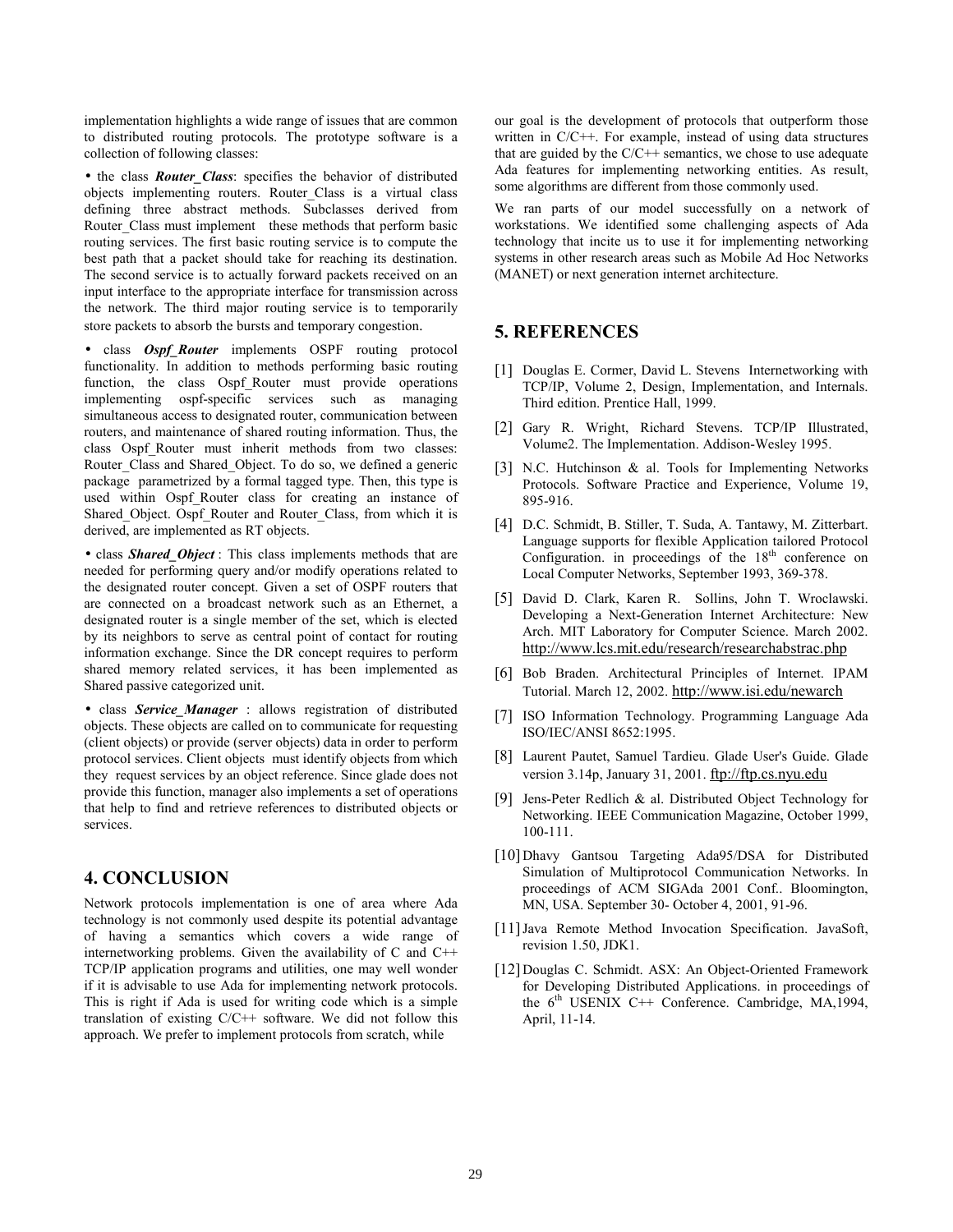implementation highlights a wide range of issues that are common to distributed routing protocols. The prototype software is a collection of following classes:

- the class ***Router_Class***: specifies the behavior of distributed objects implementing routers. Router_Class is a virtual class defining three abstract methods. Subclasses derived from Router_Class must implement these methods that perform basic routing services. The first basic routing service is to compute the best path that a packet should take for reaching its destination. The second service is to actually forward packets received on an input interface to the appropriate interface for transmission across the network. The third major routing service is to temporarily store packets to absorb the bursts and temporary congestion.

- class ***Ospf_Router*** implements OSPF routing protocol functionality. In addition to methods performing basic routing function, the class Ospf_Router must provide operations implementing ospf-specific services such as managing simultaneous access to designated router, communication between routers, and maintenance of shared routing information. Thus, the class Ospf_Router must inherit methods from two classes: Router_Class and Shared_Object. To do so, we defined a generic package parametrized by a formal tagged type. Then, this type is used within Ospf_Router class for creating an instance of Shared_Object. Ospf_Router and Router_Class, from which it is derived, are implemented as RT objects.

- class ***Shared_Object*** : This class implements methods that are needed for performing query and/or modify operations related to the designated router concept. Given a set of OSPF routers that are connected on a broadcast network such as an Ethernet, a designated router is a single member of the set, which is elected by its neighbors to serve as central point of contact for routing information exchange. Since the DR concept requires to perform shared memory related services, it has been implemented as Shared passive categorized unit.

- class ***Service_Manager*** : allows registration of distributed objects. These objects are called on to communicate for requesting (client objects) or provide (server objects) data in order to perform protocol services. Client objects must identify objects from which they request services by an object reference. Since glade does not provide this function, manager also implements a set of operations that help to find and retrieve references to distributed objects or services.

## 4. CONCLUSION

Network protocols implementation is one of area where Ada technology is not commonly used despite its potential advantage of having a semantics which covers a wide range of internetworking problems. Given the availability of C and C++ TCP/IP application programs and utilities, one may well wonder if it is advisable to use Ada for implementing network protocols. This is right if Ada is used for writing code which is a simple translation of existing C/C++ software. We did not follow this approach. We prefer to implement protocols from scratch, while our goal is the development of protocols that outperform those written in C/C++. For example, instead of using data structures that are guided by the C/C++ semantics, we chose to use adequate Ada features for implementing networking entities. As result, some algorithms are different from those commonly used.

We ran parts of our model successfully on a network of workstations. We identified some challenging aspects of Ada technology that incite us to use it for implementing networking systems in other research areas such as Mobile Ad Hoc Networks (MANET) or next generation internet architecture.

## 5. REFERENCES

[1] Douglas E. Cormer, David L. Stevens Internetworking with TCP/IP, Volume 2, Design, Implementation, and Internals. Third edition. Prentice Hall, 1999.

[2] Gary R. Wright, Richard Stevens. TCP/IP Illustrated, Volume2. The Implementation. Addison-Wesley 1995.

[3] N.C. Hutchinson & al. Tools for Implementing Networks Protocols. Software Practice and Experience, Volume 19, 895-916.

[4] D.C. Schmidt, B. Stiller, T. Suda, A. Tantawy, M. Zitterbart. Language supports for flexible Application tailored Protocol Configuration. in proceedings of the 18th conference on Local Computer Networks, September 1993, 369-378.

[5] David D. Clark, Karen R. Sollins, John T. Wroclawski. Developing a Next-Generation Internet Architecture: New Arch. MIT Laboratory for Computer Science. March 2002. http://www.lcs.mit.edu/research/researchabstrac.php

[6] Bob Braden. Architectural Principles of Internet. IPAM Tutorial. March 12, 2002. http://www.isi.edu/newarch

[7] ISO Information Technology. Programming Language Ada ISO/IEC/ANSI 8652:1995.

[8] Laurent Pautet, Samuel Tardieu. Glade User's Guide. Glade version 3.14p, January 31, 2001. ftp://ftp.cs.nyu.edu

[9] Jens-Peter Redlich & al. Distributed Object Technology for Networking. IEEE Communication Magazine, October 1999, 100-111.

[10] Dhavy Gantsou Targeting Ada95/DSA for Distributed Simulation of Multiprotocol Communication Networks. In proceedings of ACM SIGAda 2001 Conf.. Bloomington, MN, USA. September 30- October 4, 2001, 91-96.

[11] Java Remote Method Invocation Specification. JavaSoft, revision 1.50, JDK1.

[12] Douglas C. Schmidt. ASX: An Object-Oriented Framework for Developing Distributed Applications. in proceedings of the 6th USENIX C++ Conference. Cambridge, MA,1994, April, 11-14.